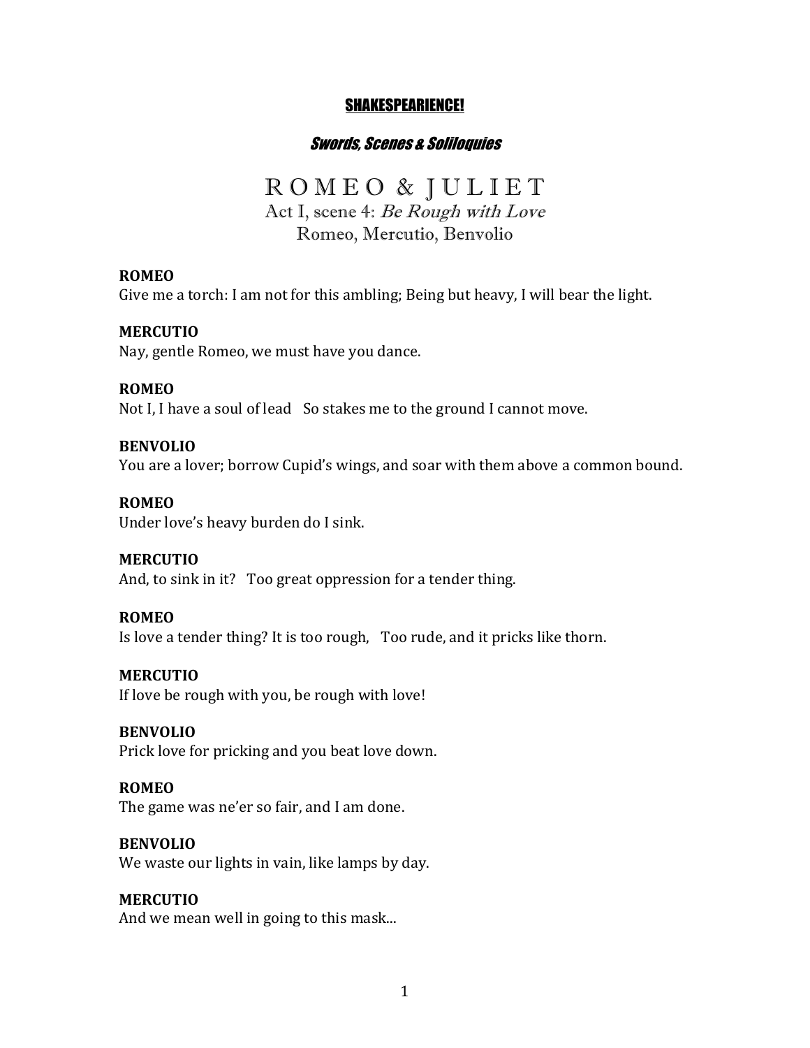# SHAKESPEARIENCE!

## *Swords, Scenes & Soliloquies*

# R O M E O & J U L I E T

### Act I, scene 4: *Be Rough with Love*

### Romeo, Mercutio, Benvolio

**ROMEO**
Give me a torch: I am not for this ambling; Being but heavy, I will bear the light.

**MERCUTIO**
Nay, gentle Romeo, we must have you dance.

**ROMEO**
Not I, I have a soul of lead   So stakes me to the ground I cannot move.

**BENVOLIO**
You are a lover; borrow Cupid's wings, and soar with them above a common bound.

**ROMEO**
Under love's heavy burden do I sink.

**MERCUTIO**
And, to sink in it?   Too great oppression for a tender thing.

**ROMEO**
Is love a tender thing? It is too rough,   Too rude, and it pricks like thorn.

**MERCUTIO**
If love be rough with you, be rough with love!

**BENVOLIO**
Prick love for pricking and you beat love down.

**ROMEO**
The game was ne'er so fair, and I am done.

**BENVOLIO**
We waste our lights in vain, like lamps by day.

**MERCUTIO**
And we mean well in going to this mask...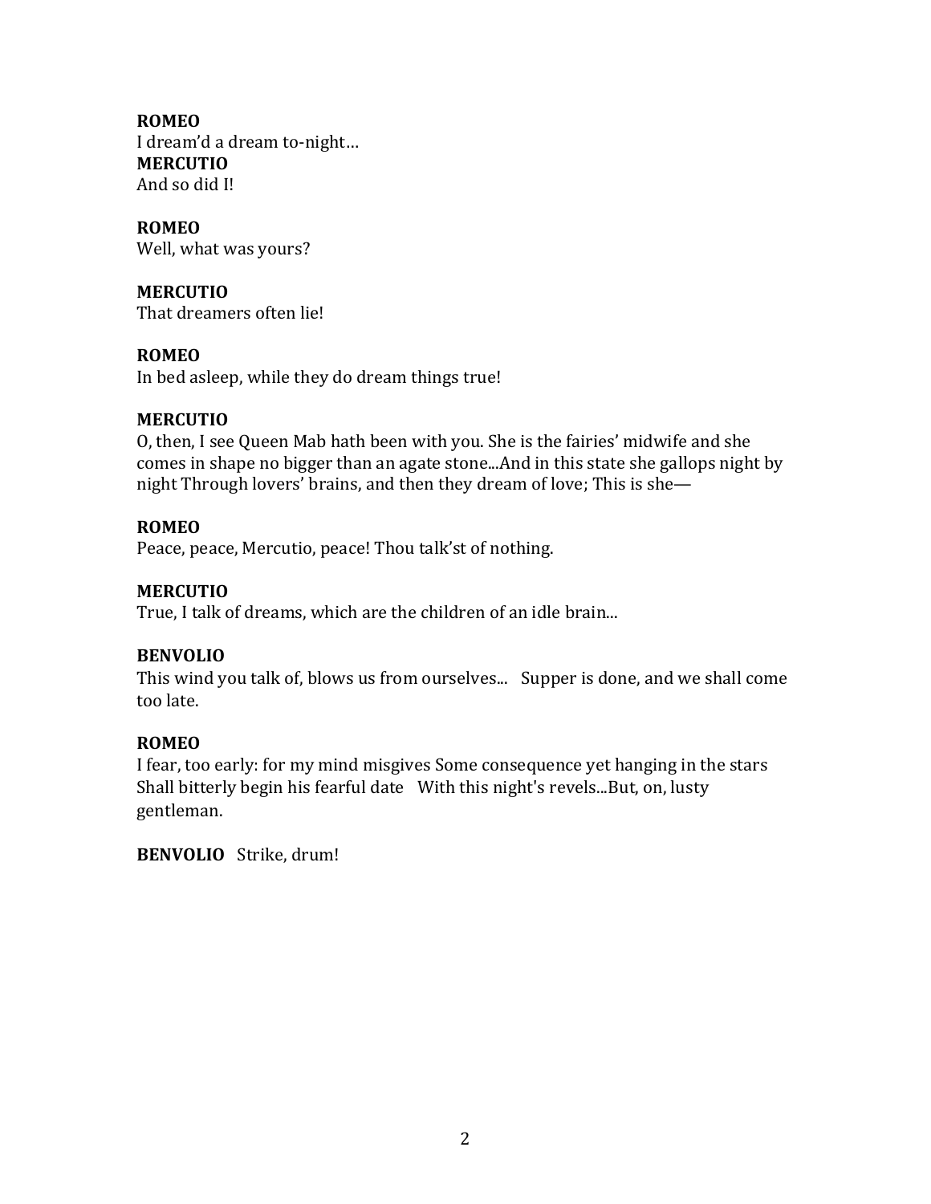**ROMEO**
I dream'd a dream to-night…
**MERCUTIO**
And so did I!

**ROMEO**
Well, what was yours?

**MERCUTIO**
That dreamers often lie!

**ROMEO**
In bed asleep, while they do dream things true!

**MERCUTIO**
O, then, I see Queen Mab hath been with you. She is the fairies' midwife and she comes in shape no bigger than an agate stone...And in this state she gallops night by night Through lovers' brains, and then they dream of love; This is she—

**ROMEO**
Peace, peace, Mercutio, peace! Thou talk'st of nothing.

**MERCUTIO**
True, I talk of dreams, which are the children of an idle brain...

**BENVOLIO**
This wind you talk of, blows us from ourselves...   Supper is done, and we shall come too late.

**ROMEO**
I fear, too early: for my mind misgives Some consequence yet hanging in the stars Shall bitterly begin his fearful date   With this night's revels...But, on, lusty gentleman.

**BENVOLIO**   Strike, drum!